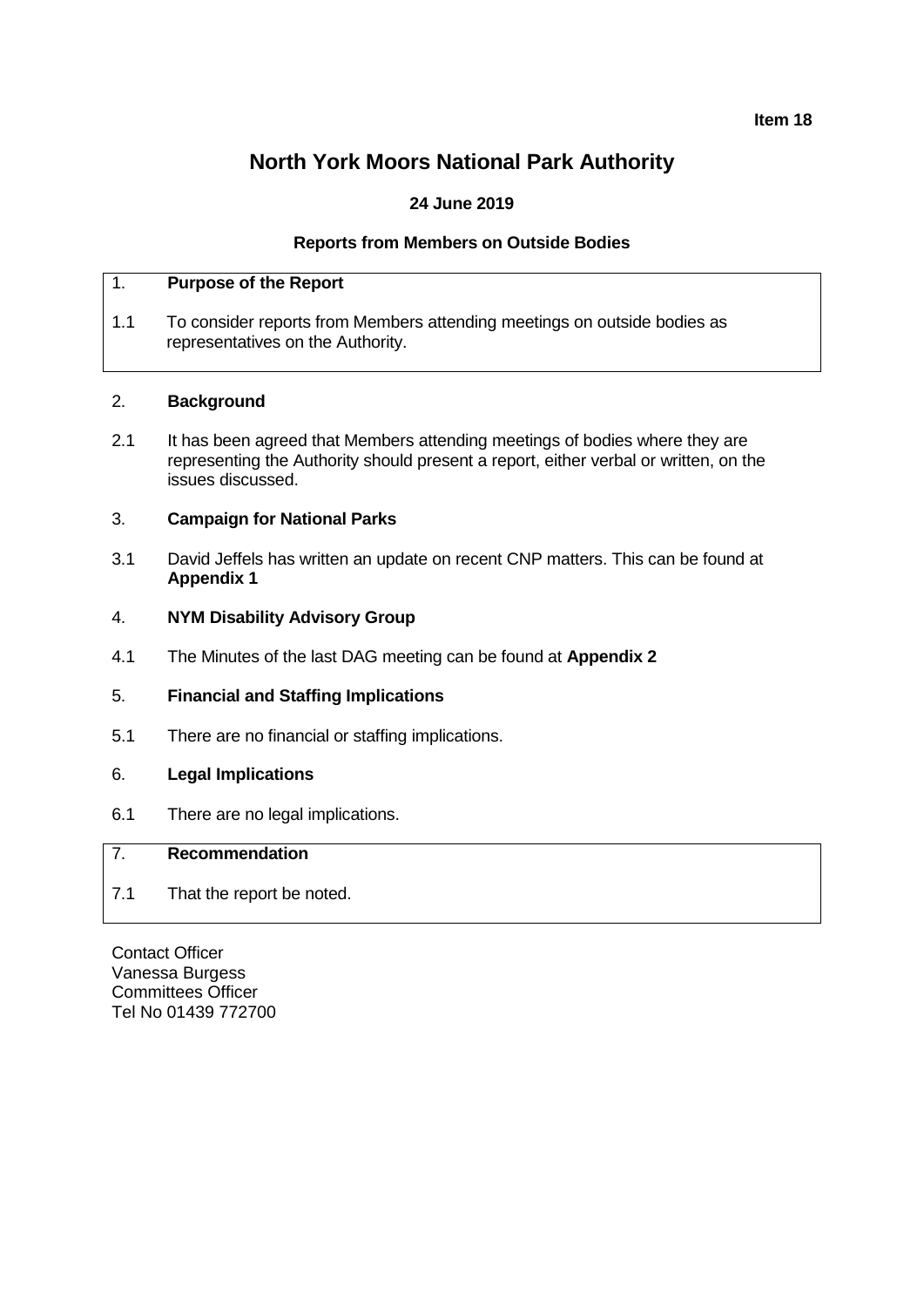**Item 18**

# North York Moors National Park Authority

**24 June 2019**

**Reports from Members on Outside Bodies**

## 1. Purpose of the Report

1.1 To consider reports from Members attending meetings on outside bodies as representatives on the Authority.

## 2. Background

2.1 It has been agreed that Members attending meetings of bodies where they are representing the Authority should present a report, either verbal or written, on the issues discussed.

## 3. Campaign for National Parks

3.1 David Jeffels has written an update on recent CNP matters. This can be found at **Appendix 1**

## 4. NYM Disability Advisory Group

4.1 The Minutes of the last DAG meeting can be found at **Appendix 2**

## 5. Financial and Staffing Implications

5.1 There are no financial or staffing implications.

## 6. Legal Implications

6.1 There are no legal implications.

## 7. Recommendation

7.1 That the report be noted.

Contact Officer
Vanessa Burgess
Committees Officer
Tel No 01439 772700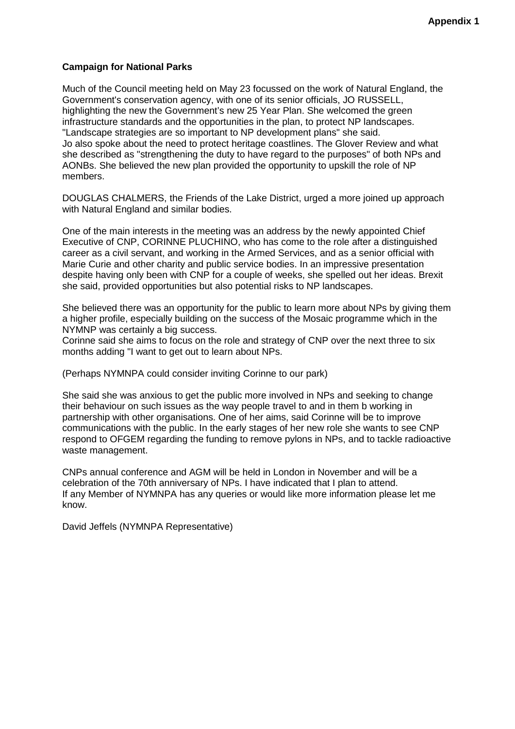**Appendix 1**

**Campaign for National Parks**

Much of the Council meeting held on May 23 focussed on the work of Natural England, the Government's conservation agency, with one of its senior officials, JO RUSSELL, highlighting the new the Government's new 25 Year Plan. She welcomed the green infrastructure standards and the opportunities in the plan, to protect NP landscapes. "Landscape strategies are so important to NP development plans" she said.
Jo also spoke about the need to protect heritage coastlines. The Glover Review and what she described as "strengthening the duty to have regard to the purposes" of both NPs and AONBs. She believed the new plan provided the opportunity to upskill the role of NP members.

DOUGLAS CHALMERS, the Friends of the Lake District, urged a more joined up approach with Natural England and similar bodies.

One of the main interests in the meeting was an address by the newly appointed Chief Executive of CNP, CORINNE PLUCHINO, who has come to the role after a distinguished career as a civil servant, and working in the Armed Services, and as a senior official with Marie Curie and other charity and public service bodies. In an impressive presentation despite having only been with CNP for a couple of weeks, she spelled out her ideas. Brexit she said, provided opportunities but also potential risks to NP landscapes.

She believed there was an opportunity for the public to learn more about NPs by giving them a higher profile, especially building on the success of the Mosaic programme which in the NYMNP was certainly a big success.
Corinne said she aims to focus on the role and strategy of CNP over the next three to six months adding "I want to get out to learn about NPs.

(Perhaps NYMNPA could consider inviting Corinne to our park)

She said she was anxious to get the public more involved in NPs and seeking to change their behaviour on such issues as the way people travel to and in them b working in partnership with other organisations. One of her aims, said Corinne will be to improve communications with the public. In the early stages of her new role she wants to see CNP respond to OFGEM regarding the funding to remove pylons in NPs, and to tackle radioactive waste management.

CNPs annual conference and AGM will be held in London in November and will be a celebration of the 70th anniversary of NPs. I have indicated that I plan to attend.
If any Member of NYMNPA has any queries or would like more information please let me know.

David Jeffels (NYMNPA Representative)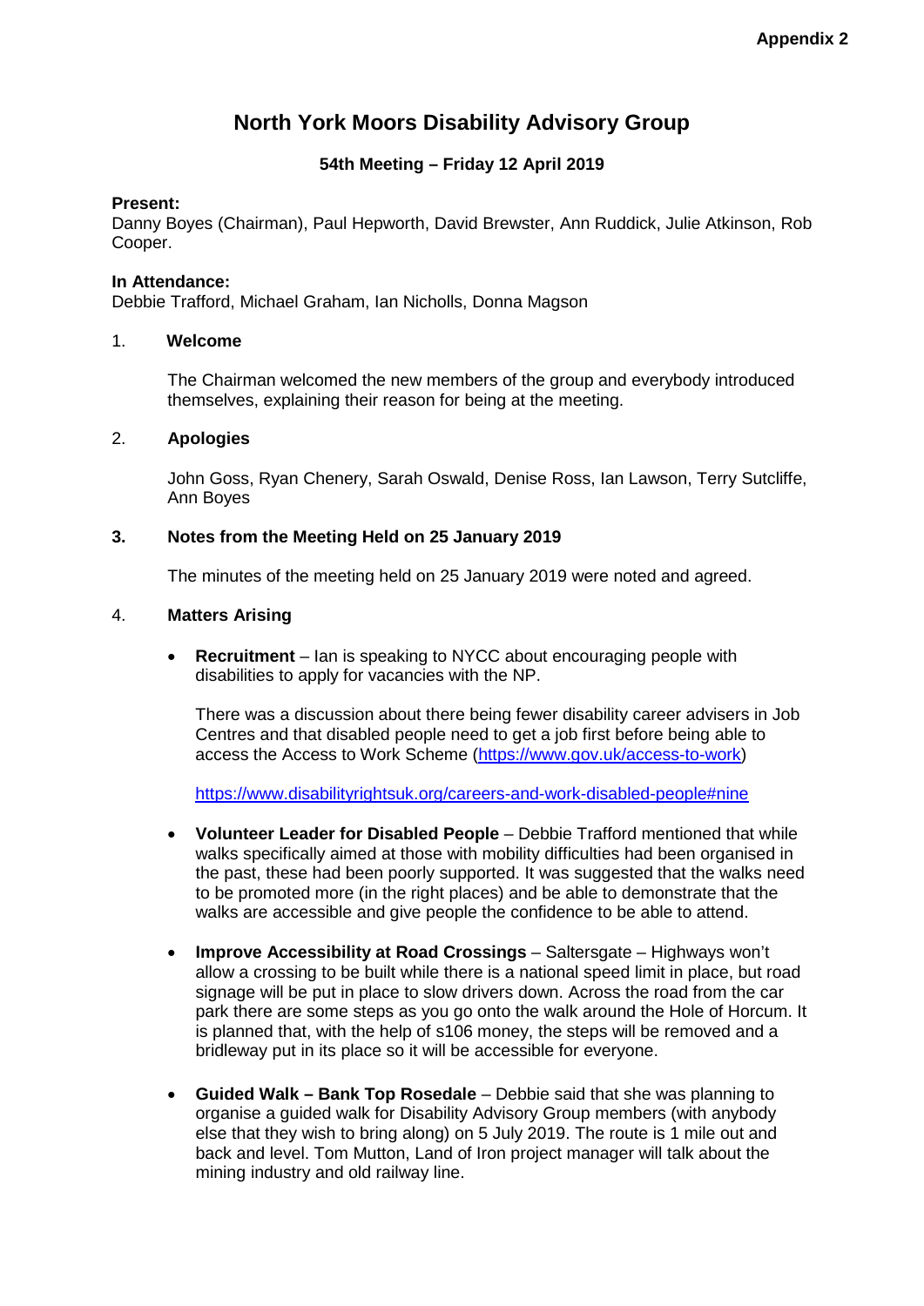**Appendix 2**

# North York Moors Disability Advisory Group

### 54th Meeting – Friday 12 April 2019

**Present:**
Danny Boyes (Chairman), Paul Hepworth, David Brewster, Ann Ruddick, Julie Atkinson, Rob Cooper.

**In Attendance:**
Debbie Trafford, Michael Graham, Ian Nicholls, Donna Magson

## 1. Welcome

The Chairman welcomed the new members of the group and everybody introduced themselves, explaining their reason for being at the meeting.

## 2. Apologies

John Goss, Ryan Chenery, Sarah Oswald, Denise Ross, Ian Lawson, Terry Sutcliffe, Ann Boyes

## 3. Notes from the Meeting Held on 25 January 2019

The minutes of the meeting held on 25 January 2019 were noted and agreed.

## 4. Matters Arising

- **Recruitment** – Ian is speaking to NYCC about encouraging people with disabilities to apply for vacancies with the NP.

  There was a discussion about there being fewer disability career advisers in Job Centres and that disabled people need to get a job first before being able to access the Access to Work Scheme (https://www.gov.uk/access-to-work)

  https://www.disabilityrightsuk.org/careers-and-work-disabled-people#nine

- **Volunteer Leader for Disabled People** – Debbie Trafford mentioned that while walks specifically aimed at those with mobility difficulties had been organised in the past, these had been poorly supported. It was suggested that the walks need to be promoted more (in the right places) and be able to demonstrate that the walks are accessible and give people the confidence to be able to attend.

- **Improve Accessibility at Road Crossings** – Saltersgate – Highways won't allow a crossing to be built while there is a national speed limit in place, but road signage will be put in place to slow drivers down. Across the road from the car park there are some steps as you go onto the walk around the Hole of Horcum. It is planned that, with the help of s106 money, the steps will be removed and a bridleway put in its place so it will be accessible for everyone.

- **Guided Walk – Bank Top Rosedale** – Debbie said that she was planning to organise a guided walk for Disability Advisory Group members (with anybody else that they wish to bring along) on 5 July 2019. The route is 1 mile out and back and level. Tom Mutton, Land of Iron project manager will talk about the mining industry and old railway line.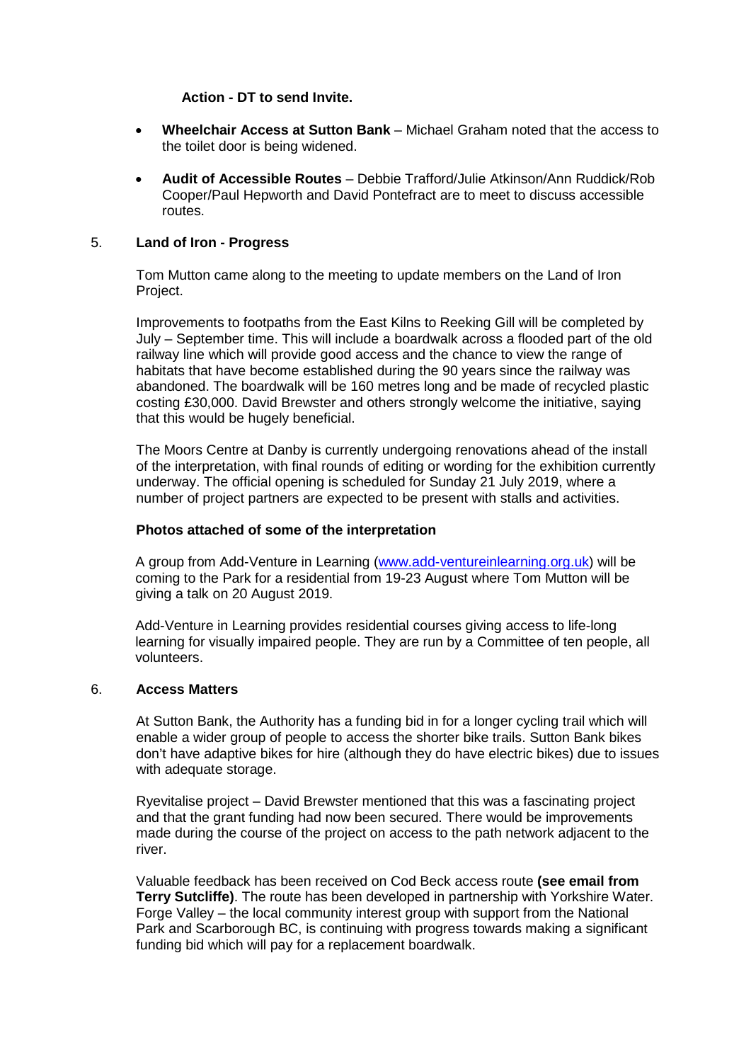**Action - DT to send Invite.**

- **Wheelchair Access at Sutton Bank** – Michael Graham noted that the access to the toilet door is being widened.
- **Audit of Accessible Routes** – Debbie Trafford/Julie Atkinson/Ann Ruddick/Rob Cooper/Paul Hepworth and David Pontefract are to meet to discuss accessible routes.

## 5. Land of Iron - Progress

Tom Mutton came along to the meeting to update members on the Land of Iron Project.

Improvements to footpaths from the East Kilns to Reeking Gill will be completed by July – September time. This will include a boardwalk across a flooded part of the old railway line which will provide good access and the chance to view the range of habitats that have become established during the 90 years since the railway was abandoned. The boardwalk will be 160 metres long and be made of recycled plastic costing £30,000. David Brewster and others strongly welcome the initiative, saying that this would be hugely beneficial.

The Moors Centre at Danby is currently undergoing renovations ahead of the install of the interpretation, with final rounds of editing or wording for the exhibition currently underway. The official opening is scheduled for Sunday 21 July 2019, where a number of project partners are expected to be present with stalls and activities.

**Photos attached of some of the interpretation**

A group from Add-Venture in Learning (www.add-ventureinlearning.org.uk) will be coming to the Park for a residential from 19-23 August where Tom Mutton will be giving a talk on 20 August 2019.

Add-Venture in Learning provides residential courses giving access to life-long learning for visually impaired people. They are run by a Committee of ten people, all volunteers.

## 6. Access Matters

At Sutton Bank, the Authority has a funding bid in for a longer cycling trail which will enable a wider group of people to access the shorter bike trails. Sutton Bank bikes don't have adaptive bikes for hire (although they do have electric bikes) due to issues with adequate storage.

Ryevitalise project – David Brewster mentioned that this was a fascinating project and that the grant funding had now been secured. There would be improvements made during the course of the project on access to the path network adjacent to the river.

Valuable feedback has been received on Cod Beck access route **(see email from Terry Sutcliffe)**. The route has been developed in partnership with Yorkshire Water. Forge Valley – the local community interest group with support from the National Park and Scarborough BC, is continuing with progress towards making a significant funding bid which will pay for a replacement boardwalk.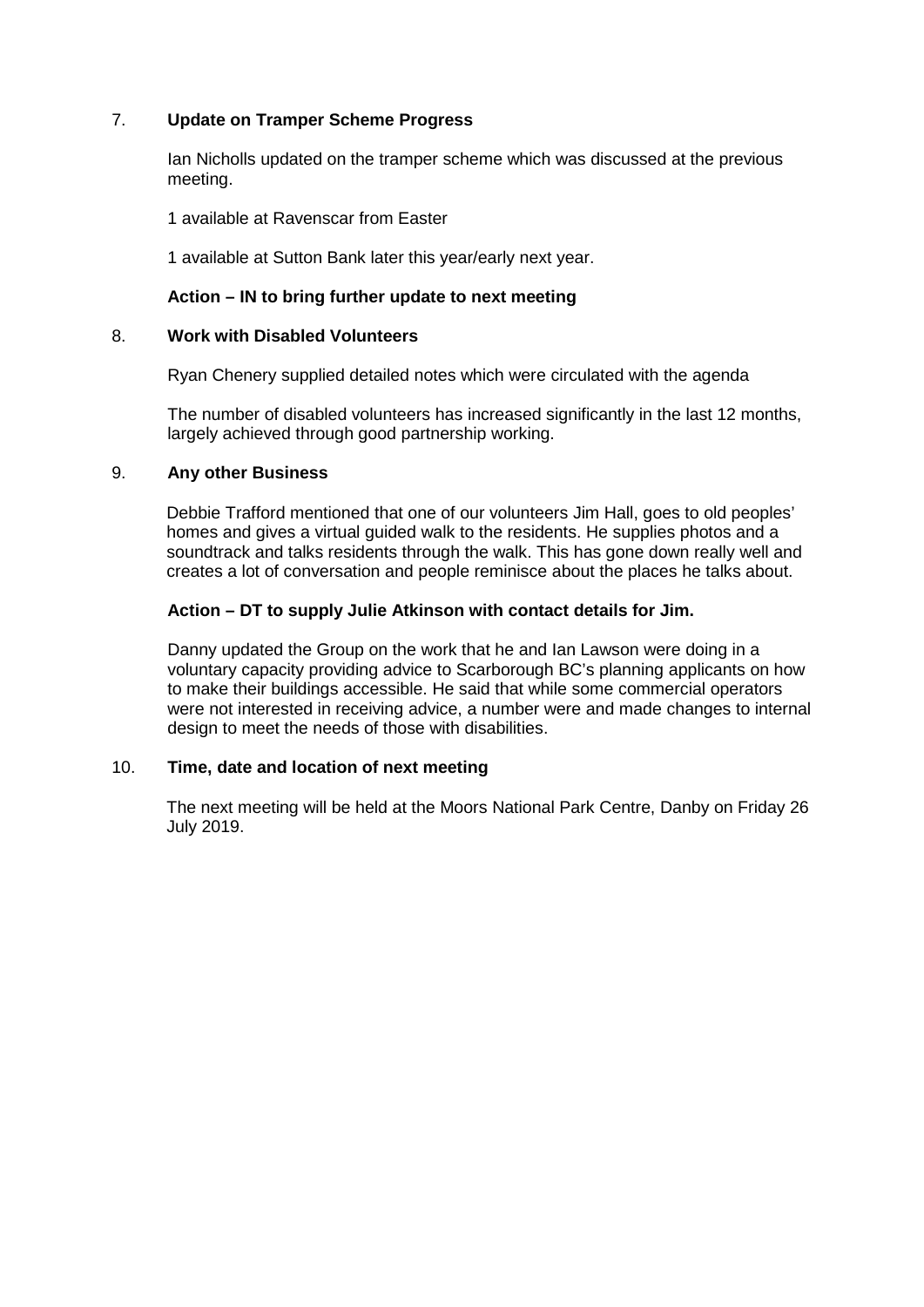7. **Update on Tramper Scheme Progress**

   Ian Nicholls updated on the tramper scheme which was discussed at the previous meeting.

   1 available at Ravenscar from Easter

   1 available at Sutton Bank later this year/early next year.

   **Action – IN to bring further update to next meeting**

8. **Work with Disabled Volunteers**

   Ryan Chenery supplied detailed notes which were circulated with the agenda

   The number of disabled volunteers has increased significantly in the last 12 months, largely achieved through good partnership working.

9. **Any other Business**

   Debbie Trafford mentioned that one of our volunteers Jim Hall, goes to old peoples' homes and gives a virtual guided walk to the residents. He supplies photos and a soundtrack and talks residents through the walk. This has gone down really well and creates a lot of conversation and people reminisce about the places he talks about.

   **Action – DT to supply Julie Atkinson with contact details for Jim.**

   Danny updated the Group on the work that he and Ian Lawson were doing in a voluntary capacity providing advice to Scarborough BC's planning applicants on how to make their buildings accessible. He said that while some commercial operators were not interested in receiving advice, a number were and made changes to internal design to meet the needs of those with disabilities.

10. **Time, date and location of next meeting**

    The next meeting will be held at the Moors National Park Centre, Danby on Friday 26 July 2019.